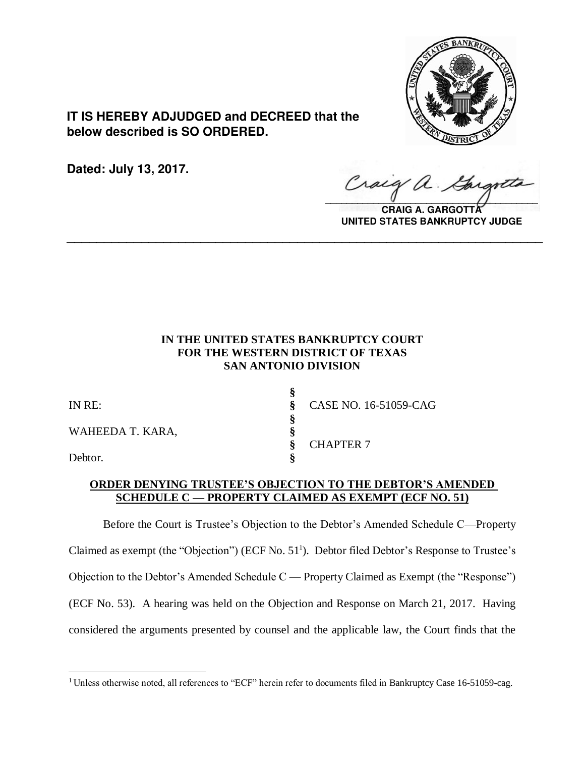**IT IS HEREBY ADJUDGED and DECREED that the below described is SO ORDERED.**

**Dated: July 13, 2017.**

**CRAIG A. GARGOTTA**
**UNITED STATES BANKRUPTCY JUDGE**

---

**IN THE UNITED STATES BANKRUPTCY COURT**
**FOR THE WESTERN DISTRICT OF TEXAS**
**SAN ANTONIO DIVISION**

| | | |
|---|---|---|
| IN RE: | § | CASE NO. 16-51059-CAG |
| | § | |
| WAHEEDA T. KARA, | § | |
| | § | CHAPTER 7 |
| Debtor. | § | |

**ORDER DENYING TRUSTEE'S OBJECTION TO THE DEBTOR'S AMENDED SCHEDULE C — PROPERTY CLAIMED AS EXEMPT (ECF NO. 51)**

Before the Court is Trustee's Objection to the Debtor's Amended Schedule C—Property Claimed as exempt (the "Objection") (ECF No. 51[1]). Debtor filed Debtor's Response to Trustee's Objection to the Debtor's Amended Schedule C — Property Claimed as Exempt (the "Response") (ECF No. 53). A hearing was held on the Objection and Response on March 21, 2017. Having considered the arguments presented by counsel and the applicable law, the Court finds that the

[1] Unless otherwise noted, all references to "ECF" herein refer to documents filed in Bankruptcy Case 16-51059-cag.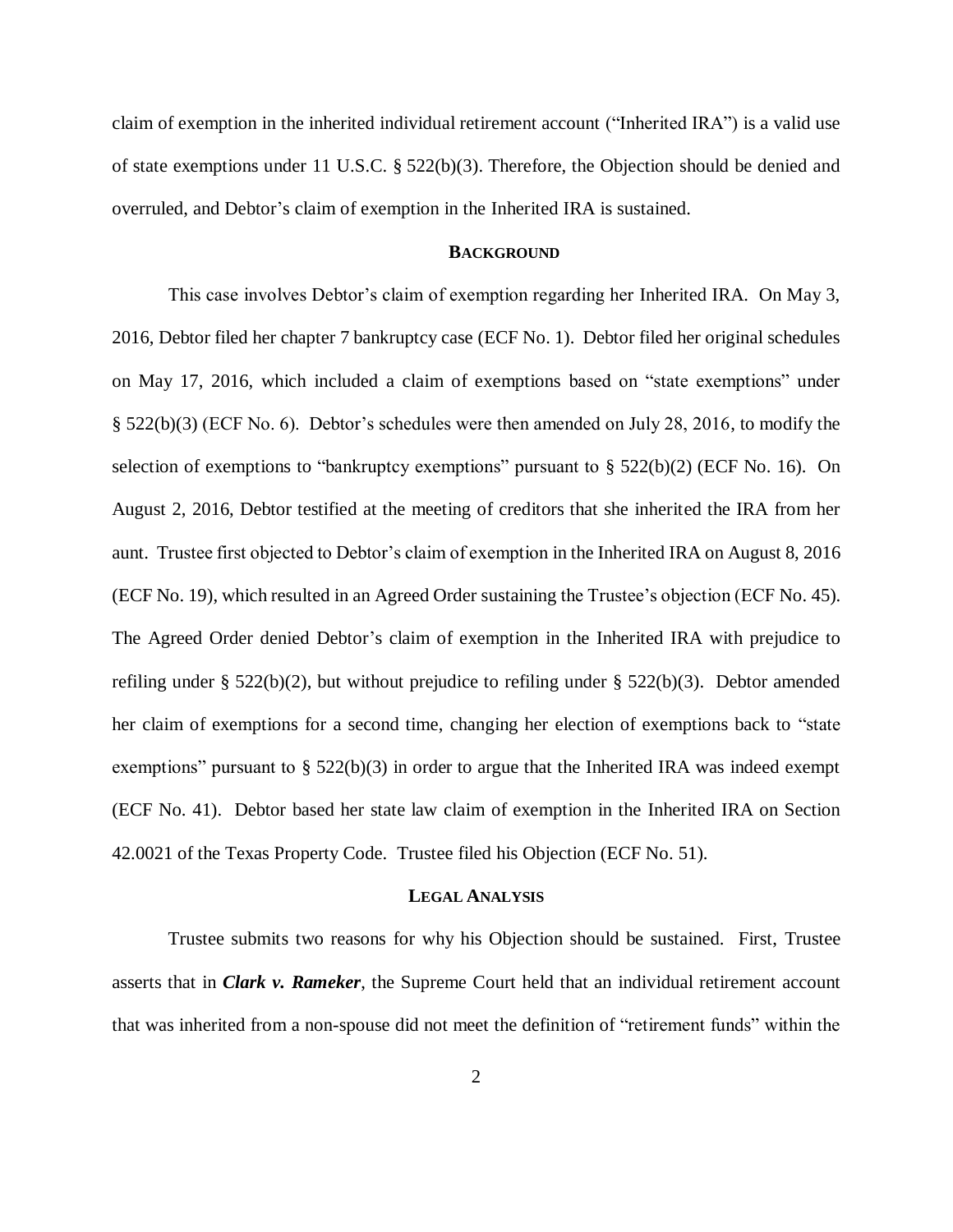claim of exemption in the inherited individual retirement account ("Inherited IRA") is a valid use of state exemptions under 11 U.S.C. § 522(b)(3). Therefore, the Objection should be denied and overruled, and Debtor's claim of exemption in the Inherited IRA is sustained.

## BACKGROUND

This case involves Debtor's claim of exemption regarding her Inherited IRA. On May 3, 2016, Debtor filed her chapter 7 bankruptcy case (ECF No. 1). Debtor filed her original schedules on May 17, 2016, which included a claim of exemptions based on "state exemptions" under § 522(b)(3) (ECF No. 6). Debtor's schedules were then amended on July 28, 2016, to modify the selection of exemptions to "bankruptcy exemptions" pursuant to § 522(b)(2) (ECF No. 16). On August 2, 2016, Debtor testified at the meeting of creditors that she inherited the IRA from her aunt. Trustee first objected to Debtor's claim of exemption in the Inherited IRA on August 8, 2016 (ECF No. 19), which resulted in an Agreed Order sustaining the Trustee's objection (ECF No. 45). The Agreed Order denied Debtor's claim of exemption in the Inherited IRA with prejudice to refiling under § 522(b)(2), but without prejudice to refiling under § 522(b)(3). Debtor amended her claim of exemptions for a second time, changing her election of exemptions back to "state exemptions" pursuant to § 522(b)(3) in order to argue that the Inherited IRA was indeed exempt (ECF No. 41). Debtor based her state law claim of exemption in the Inherited IRA on Section 42.0021 of the Texas Property Code. Trustee filed his Objection (ECF No. 51).

## LEGAL ANALYSIS

Trustee submits two reasons for why his Objection should be sustained. First, Trustee asserts that in ***Clark v. Rameker***, the Supreme Court held that an individual retirement account that was inherited from a non-spouse did not meet the definition of "retirement funds" within the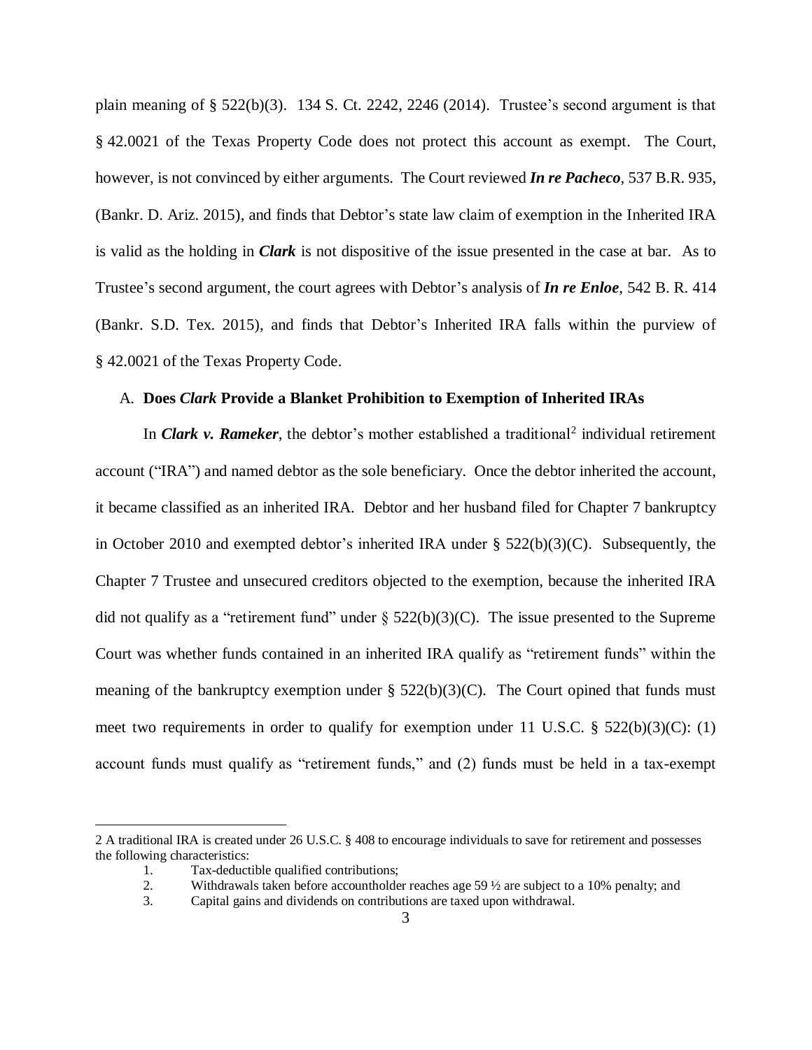plain meaning of § 522(b)(3). 134 S. Ct. 2242, 2246 (2014). Trustee's second argument is that § 42.0021 of the Texas Property Code does not protect this account as exempt. The Court, however, is not convinced by either arguments. The Court reviewed ***In re Pacheco***, 537 B.R. 935, (Bankr. D. Ariz. 2015), and finds that Debtor's state law claim of exemption in the Inherited IRA is valid as the holding in ***Clark*** is not dispositive of the issue presented in the case at bar. As to Trustee's second argument, the court agrees with Debtor's analysis of ***In re Enloe***, 542 B. R. 414 (Bankr. S.D. Tex. 2015), and finds that Debtor's Inherited IRA falls within the purview of § 42.0021 of the Texas Property Code.

### A. **Does *Clark* Provide a Blanket Prohibition to Exemption of Inherited IRAs**

In ***Clark v. Rameker***, the debtor's mother established a traditional[2] individual retirement account ("IRA") and named debtor as the sole beneficiary. Once the debtor inherited the account, it became classified as an inherited IRA. Debtor and her husband filed for Chapter 7 bankruptcy in October 2010 and exempted debtor's inherited IRA under § 522(b)(3)(C). Subsequently, the Chapter 7 Trustee and unsecured creditors objected to the exemption, because the inherited IRA did not qualify as a "retirement fund" under § 522(b)(3)(C). The issue presented to the Supreme Court was whether funds contained in an inherited IRA qualify as "retirement funds" within the meaning of the bankruptcy exemption under § 522(b)(3)(C). The Court opined that funds must meet two requirements in order to qualify for exemption under 11 U.S.C. § 522(b)(3)(C): (1) account funds must qualify as "retirement funds," and (2) funds must be held in a tax-exempt

---

2 A traditional IRA is created under 26 U.S.C. § 408 to encourage individuals to save for retirement and possesses the following characteristics:

1. Tax-deductible qualified contributions;
2. Withdrawals taken before accountholder reaches age 59 ½ are subject to a 10% penalty; and
3. Capital gains and dividends on contributions are taxed upon withdrawal.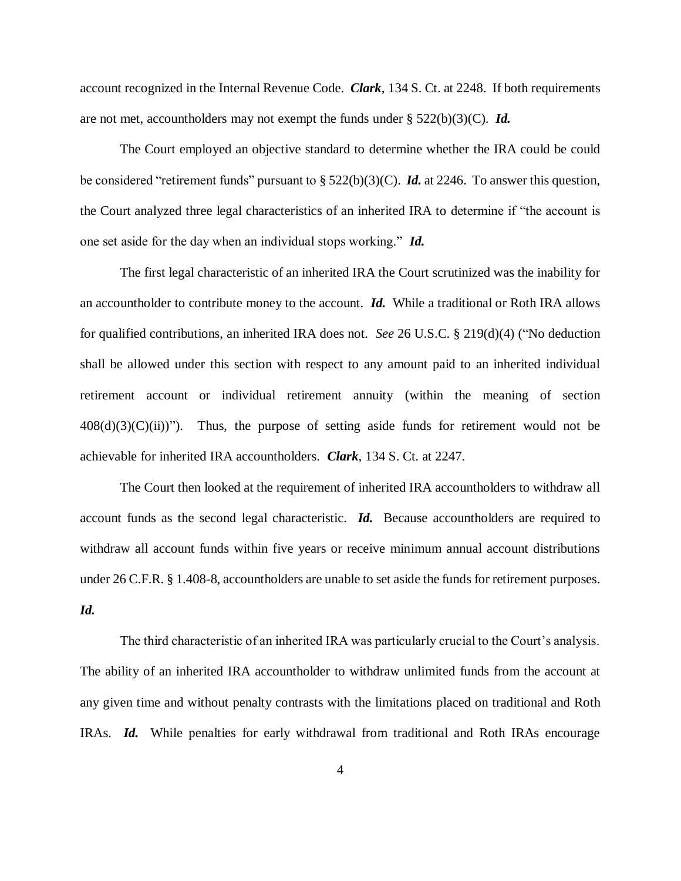account recognized in the Internal Revenue Code. ***Clark***, 134 S. Ct. at 2248. If both requirements are not met, accountholders may not exempt the funds under § 522(b)(3)(C). ***Id.***

The Court employed an objective standard to determine whether the IRA could be could be considered "retirement funds" pursuant to § 522(b)(3)(C). ***Id.*** at 2246. To answer this question, the Court analyzed three legal characteristics of an inherited IRA to determine if "the account is one set aside for the day when an individual stops working." ***Id.***

The first legal characteristic of an inherited IRA the Court scrutinized was the inability for an accountholder to contribute money to the account. ***Id.*** While a traditional or Roth IRA allows for qualified contributions, an inherited IRA does not. *See* 26 U.S.C. § 219(d)(4) ("No deduction shall be allowed under this section with respect to any amount paid to an inherited individual retirement account or individual retirement annuity (within the meaning of section 408(d)(3)(C)(ii))"). Thus, the purpose of setting aside funds for retirement would not be achievable for inherited IRA accountholders. ***Clark***, 134 S. Ct. at 2247.

The Court then looked at the requirement of inherited IRA accountholders to withdraw all account funds as the second legal characteristic. ***Id.*** Because accountholders are required to withdraw all account funds within five years or receive minimum annual account distributions under 26 C.F.R. § 1.408-8, accountholders are unable to set aside the funds for retirement purposes. ***Id.***

The third characteristic of an inherited IRA was particularly crucial to the Court's analysis. The ability of an inherited IRA accountholder to withdraw unlimited funds from the account at any given time and without penalty contrasts with the limitations placed on traditional and Roth IRAs. ***Id.*** While penalties for early withdrawal from traditional and Roth IRAs encourage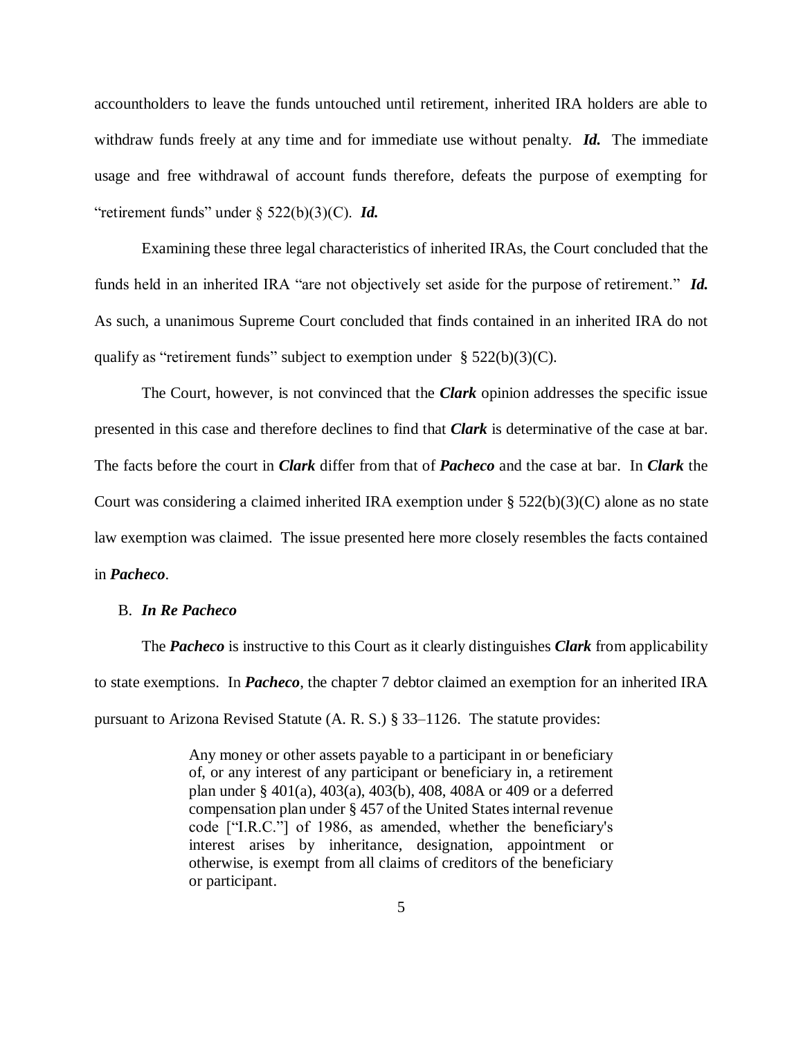accountholders to leave the funds untouched until retirement, inherited IRA holders are able to withdraw funds freely at any time and for immediate use without penalty. ***Id.*** The immediate usage and free withdrawal of account funds therefore, defeats the purpose of exempting for "retirement funds" under § 522(b)(3)(C). ***Id.***

Examining these three legal characteristics of inherited IRAs, the Court concluded that the funds held in an inherited IRA "are not objectively set aside for the purpose of retirement." ***Id.*** As such, a unanimous Supreme Court concluded that finds contained in an inherited IRA do not qualify as "retirement funds" subject to exemption under § 522(b)(3)(C).

The Court, however, is not convinced that the ***Clark*** opinion addresses the specific issue presented in this case and therefore declines to find that ***Clark*** is determinative of the case at bar. The facts before the court in ***Clark*** differ from that of ***Pacheco*** and the case at bar. In ***Clark*** the Court was considering a claimed inherited IRA exemption under § 522(b)(3)(C) alone as no state law exemption was claimed. The issue presented here more closely resembles the facts contained in ***Pacheco***.

B. ***In Re Pacheco***

The ***Pacheco*** is instructive to this Court as it clearly distinguishes ***Clark*** from applicability to state exemptions. In ***Pacheco***, the chapter 7 debtor claimed an exemption for an inherited IRA pursuant to Arizona Revised Statute (A. R. S.) § 33–1126. The statute provides:

> Any money or other assets payable to a participant in or beneficiary of, or any interest of any participant or beneficiary in, a retirement plan under § 401(a), 403(a), 403(b), 408, 408A or 409 or a deferred compensation plan under § 457 of the United States internal revenue code ["I.R.C."] of 1986, as amended, whether the beneficiary's interest arises by inheritance, designation, appointment or otherwise, is exempt from all claims of creditors of the beneficiary or participant.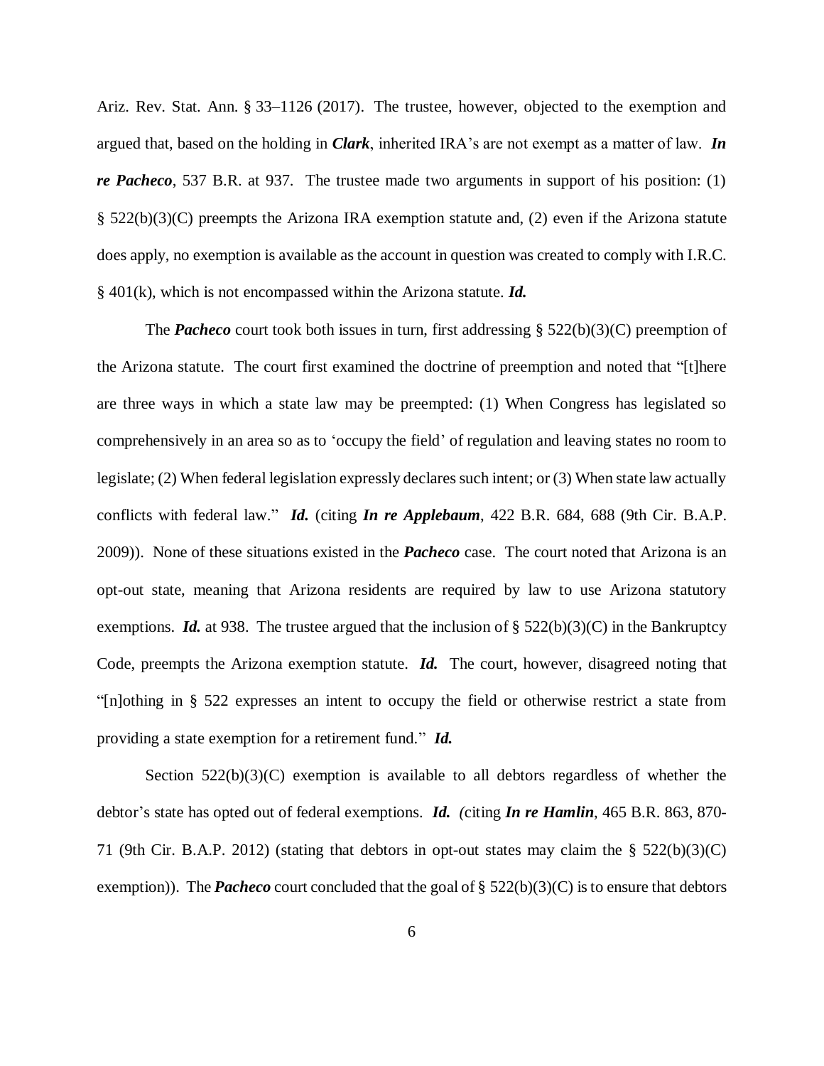Ariz. Rev. Stat. Ann. § 33–1126 (2017). The trustee, however, objected to the exemption and argued that, based on the holding in ***Clark***, inherited IRA's are not exempt as a matter of law. ***In re Pacheco***, 537 B.R. at 937. The trustee made two arguments in support of his position: (1) § 522(b)(3)(C) preempts the Arizona IRA exemption statute and, (2) even if the Arizona statute does apply, no exemption is available as the account in question was created to comply with I.R.C. § 401(k), which is not encompassed within the Arizona statute. ***Id.***

The ***Pacheco*** court took both issues in turn, first addressing § 522(b)(3)(C) preemption of the Arizona statute. The court first examined the doctrine of preemption and noted that "[t]here are three ways in which a state law may be preempted: (1) When Congress has legislated so comprehensively in an area so as to 'occupy the field' of regulation and leaving states no room to legislate; (2) When federal legislation expressly declares such intent; or (3) When state law actually conflicts with federal law." ***Id.*** (citing ***In re Applebaum***, 422 B.R. 684, 688 (9th Cir. B.A.P. 2009)). None of these situations existed in the ***Pacheco*** case. The court noted that Arizona is an opt-out state, meaning that Arizona residents are required by law to use Arizona statutory exemptions. ***Id.*** at 938. The trustee argued that the inclusion of § 522(b)(3)(C) in the Bankruptcy Code, preempts the Arizona exemption statute. ***Id.*** The court, however, disagreed noting that "[n]othing in § 522 expresses an intent to occupy the field or otherwise restrict a state from providing a state exemption for a retirement fund." ***Id.***

Section 522(b)(3)(C) exemption is available to all debtors regardless of whether the debtor's state has opted out of federal exemptions. ***Id.*** *(*citing ***In re Hamlin***, 465 B.R. 863, 870-71 (9th Cir. B.A.P. 2012) (stating that debtors in opt-out states may claim the § 522(b)(3)(C) exemption)). The ***Pacheco*** court concluded that the goal of § 522(b)(3)(C) is to ensure that debtors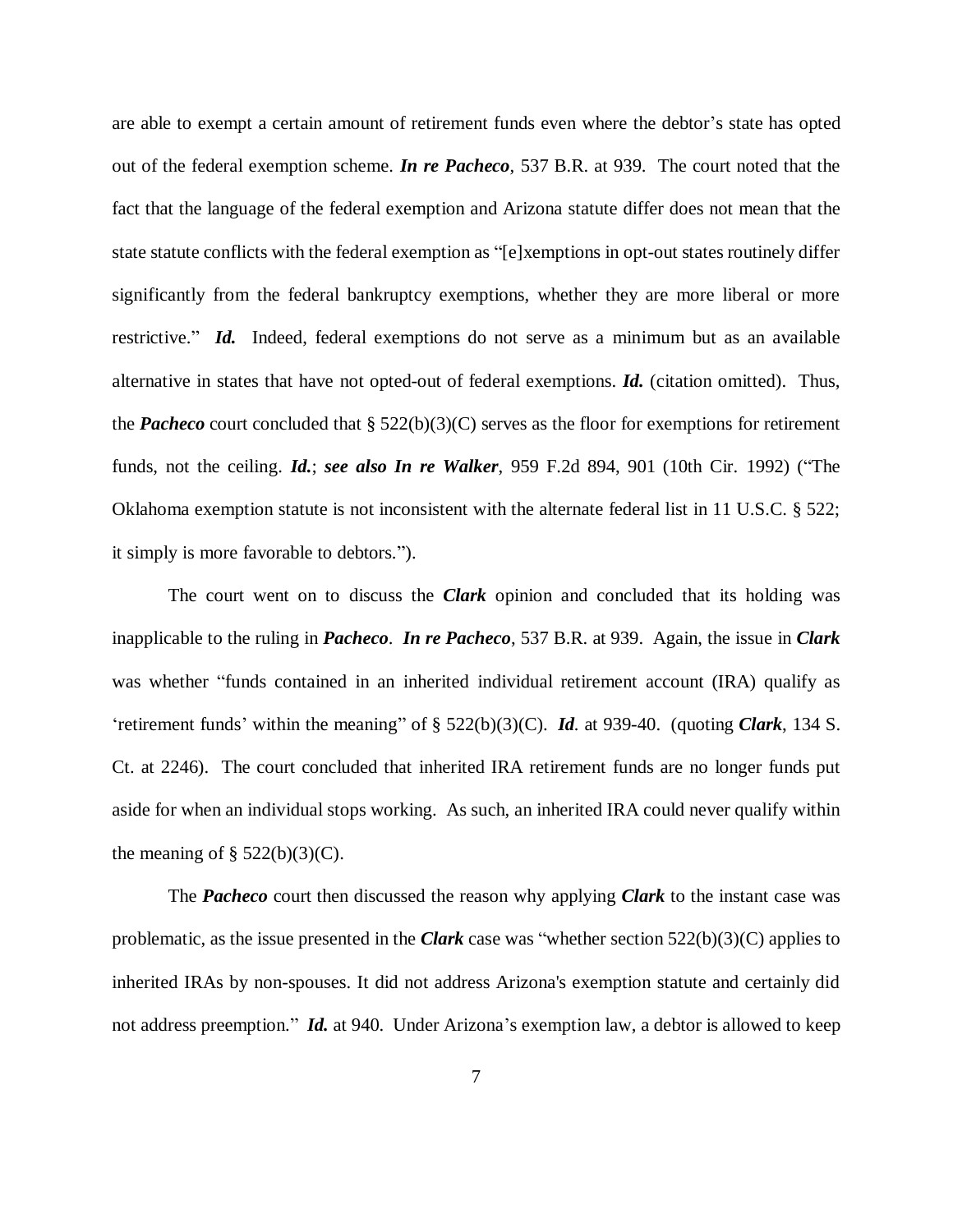are able to exempt a certain amount of retirement funds even where the debtor's state has opted out of the federal exemption scheme. ***In re Pacheco***, 537 B.R. at 939. The court noted that the fact that the language of the federal exemption and Arizona statute differ does not mean that the state statute conflicts with the federal exemption as "[e]xemptions in opt-out states routinely differ significantly from the federal bankruptcy exemptions, whether they are more liberal or more restrictive." ***Id.*** Indeed, federal exemptions do not serve as a minimum but as an available alternative in states that have not opted-out of federal exemptions. ***Id.*** (citation omitted). Thus, the ***Pacheco*** court concluded that § 522(b)(3)(C) serves as the floor for exemptions for retirement funds, not the ceiling. ***Id.***; ***see also In re Walker***, 959 F.2d 894, 901 (10th Cir. 1992) ("The Oklahoma exemption statute is not inconsistent with the alternate federal list in 11 U.S.C. § 522; it simply is more favorable to debtors.").

The court went on to discuss the ***Clark*** opinion and concluded that its holding was inapplicable to the ruling in ***Pacheco***. ***In re Pacheco***, 537 B.R. at 939. Again, the issue in ***Clark*** was whether "funds contained in an inherited individual retirement account (IRA) qualify as 'retirement funds' within the meaning" of § 522(b)(3)(C). ***Id***. at 939-40. (quoting ***Clark***, 134 S. Ct. at 2246). The court concluded that inherited IRA retirement funds are no longer funds put aside for when an individual stops working. As such, an inherited IRA could never qualify within the meaning of § 522(b)(3)(C).

The ***Pacheco*** court then discussed the reason why applying ***Clark*** to the instant case was problematic, as the issue presented in the ***Clark*** case was "whether section 522(b)(3)(C) applies to inherited IRAs by non-spouses. It did not address Arizona's exemption statute and certainly did not address preemption." ***Id.*** at 940. Under Arizona's exemption law, a debtor is allowed to keep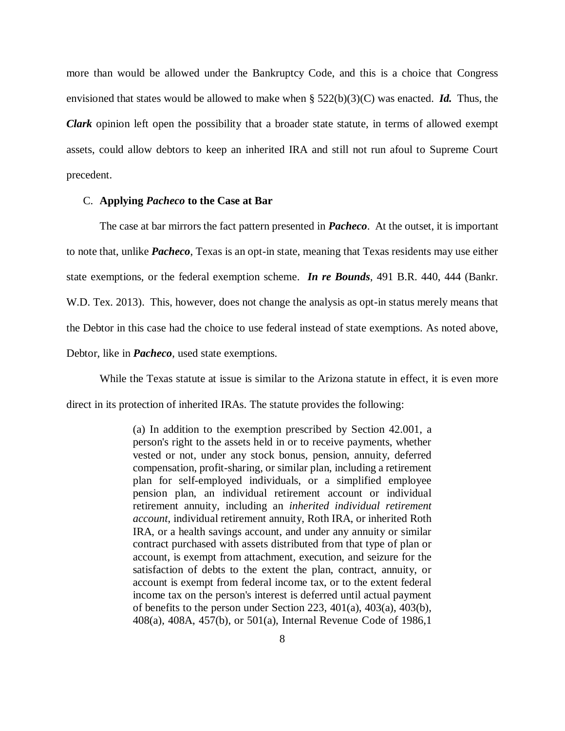more than would be allowed under the Bankruptcy Code, and this is a choice that Congress envisioned that states would be allowed to make when § 522(b)(3)(C) was enacted. ***Id.*** Thus, the ***Clark*** opinion left open the possibility that a broader state statute, in terms of allowed exempt assets, could allow debtors to keep an inherited IRA and still not run afoul to Supreme Court precedent.

### C. Applying *Pacheco* to the Case at Bar

The case at bar mirrors the fact pattern presented in ***Pacheco***. At the outset, it is important to note that, unlike ***Pacheco***, Texas is an opt-in state, meaning that Texas residents may use either state exemptions, or the federal exemption scheme. ***In re Bounds***, 491 B.R. 440, 444 (Bankr. W.D. Tex. 2013). This, however, does not change the analysis as opt-in status merely means that the Debtor in this case had the choice to use federal instead of state exemptions. As noted above, Debtor, like in ***Pacheco***, used state exemptions.

While the Texas statute at issue is similar to the Arizona statute in effect, it is even more direct in its protection of inherited IRAs. The statute provides the following:

> (a) In addition to the exemption prescribed by Section 42.001, a person's right to the assets held in or to receive payments, whether vested or not, under any stock bonus, pension, annuity, deferred compensation, profit-sharing, or similar plan, including a retirement plan for self-employed individuals, or a simplified employee pension plan, an individual retirement account or individual retirement annuity, including an *inherited individual retirement account*, individual retirement annuity, Roth IRA, or inherited Roth IRA, or a health savings account, and under any annuity or similar contract purchased with assets distributed from that type of plan or account, is exempt from attachment, execution, and seizure for the satisfaction of debts to the extent the plan, contract, annuity, or account is exempt from federal income tax, or to the extent federal income tax on the person's interest is deferred until actual payment of benefits to the person under Section 223, 401(a), 403(a), 403(b), 408(a), 408A, 457(b), or 501(a), Internal Revenue Code of 1986,1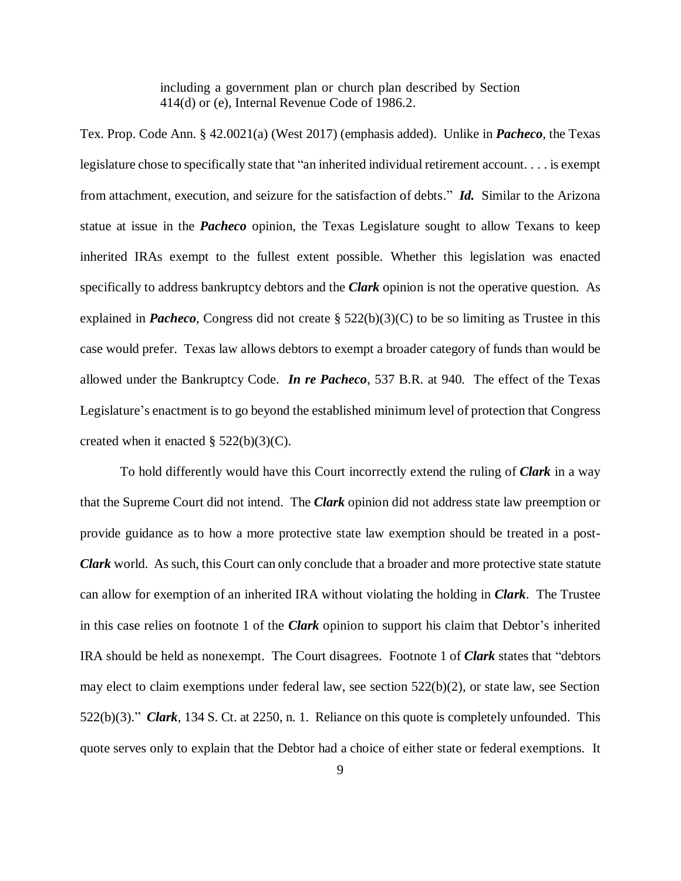> including a government plan or church plan described by Section 414(d) or (e), Internal Revenue Code of 1986.2.

Tex. Prop. Code Ann. § 42.0021(a) (West 2017) (emphasis added). Unlike in ***Pacheco***, the Texas legislature chose to specifically state that "an inherited individual retirement account. . . . is exempt from attachment, execution, and seizure for the satisfaction of debts." ***Id.*** Similar to the Arizona statue at issue in the ***Pacheco*** opinion, the Texas Legislature sought to allow Texans to keep inherited IRAs exempt to the fullest extent possible. Whether this legislation was enacted specifically to address bankruptcy debtors and the ***Clark*** opinion is not the operative question. As explained in ***Pacheco***, Congress did not create § 522(b)(3)(C) to be so limiting as Trustee in this case would prefer. Texas law allows debtors to exempt a broader category of funds than would be allowed under the Bankruptcy Code. ***In re Pacheco***, 537 B.R. at 940. The effect of the Texas Legislature's enactment is to go beyond the established minimum level of protection that Congress created when it enacted § 522(b)(3)(C).

To hold differently would have this Court incorrectly extend the ruling of ***Clark*** in a way that the Supreme Court did not intend. The ***Clark*** opinion did not address state law preemption or provide guidance as to how a more protective state law exemption should be treated in a post-***Clark*** world. As such, this Court can only conclude that a broader and more protective state statute can allow for exemption of an inherited IRA without violating the holding in ***Clark***. The Trustee in this case relies on footnote 1 of the ***Clark*** opinion to support his claim that Debtor's inherited IRA should be held as nonexempt. The Court disagrees. Footnote 1 of ***Clark*** states that "debtors may elect to claim exemptions under federal law, see section 522(b)(2), or state law, see Section 522(b)(3)." ***Clark***, 134 S. Ct. at 2250, n. 1. Reliance on this quote is completely unfounded. This quote serves only to explain that the Debtor had a choice of either state or federal exemptions. It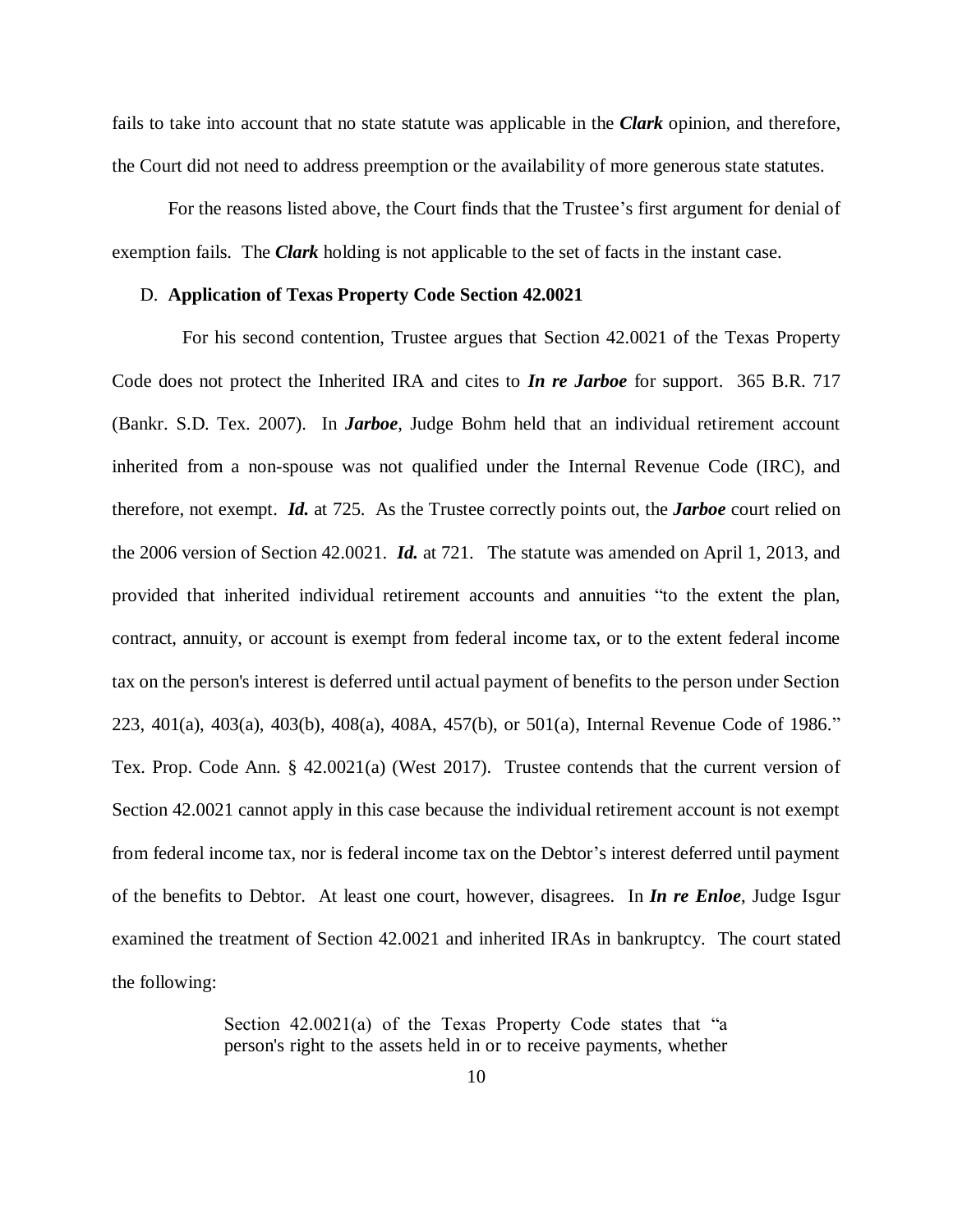fails to take into account that no state statute was applicable in the ***Clark*** opinion, and therefore, the Court did not need to address preemption or the availability of more generous state statutes.

For the reasons listed above, the Court finds that the Trustee's first argument for denial of exemption fails. The ***Clark*** holding is not applicable to the set of facts in the instant case.

D. **Application of Texas Property Code Section 42.0021**

For his second contention, Trustee argues that Section 42.0021 of the Texas Property Code does not protect the Inherited IRA and cites to ***In re Jarboe*** for support. 365 B.R. 717 (Bankr. S.D. Tex. 2007). In ***Jarboe***, Judge Bohm held that an individual retirement account inherited from a non-spouse was not qualified under the Internal Revenue Code (IRC), and therefore, not exempt. ***Id.*** at 725. As the Trustee correctly points out, the ***Jarboe*** court relied on the 2006 version of Section 42.0021. ***Id.*** at 721. The statute was amended on April 1, 2013, and provided that inherited individual retirement accounts and annuities "to the extent the plan, contract, annuity, or account is exempt from federal income tax, or to the extent federal income tax on the person's interest is deferred until actual payment of benefits to the person under Section 223, 401(a), 403(a), 403(b), 408(a), 408A, 457(b), or 501(a), Internal Revenue Code of 1986." Tex. Prop. Code Ann. § 42.0021(a) (West 2017). Trustee contends that the current version of Section 42.0021 cannot apply in this case because the individual retirement account is not exempt from federal income tax, nor is federal income tax on the Debtor's interest deferred until payment of the benefits to Debtor. At least one court, however, disagrees. In ***In re Enloe***, Judge Isgur examined the treatment of Section 42.0021 and inherited IRAs in bankruptcy. The court stated the following:

> Section 42.0021(a) of the Texas Property Code states that "a person's right to the assets held in or to receive payments, whether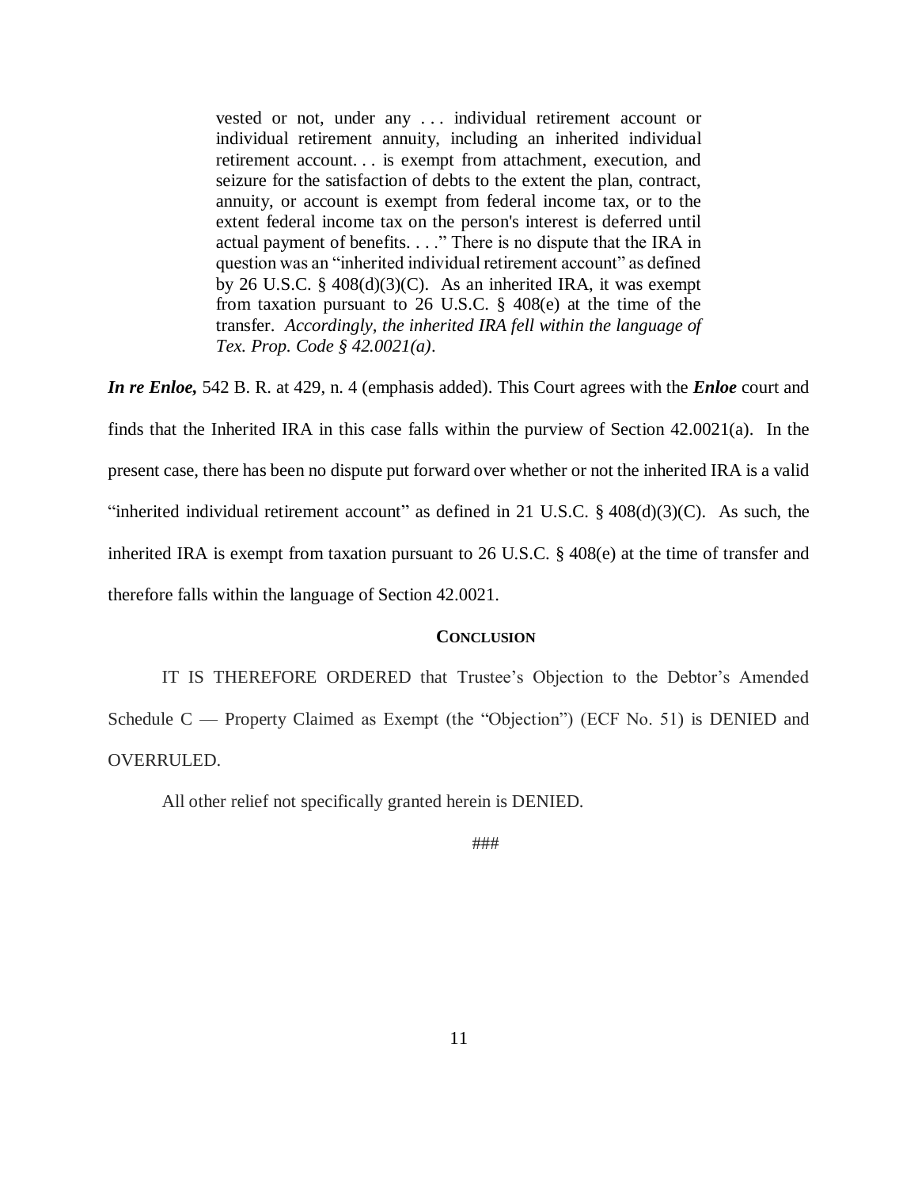> vested or not, under any . . . individual retirement account or individual retirement annuity, including an inherited individual retirement account. . . is exempt from attachment, execution, and seizure for the satisfaction of debts to the extent the plan, contract, annuity, or account is exempt from federal income tax, or to the extent federal income tax on the person's interest is deferred until actual payment of benefits. . . ." There is no dispute that the IRA in question was an "inherited individual retirement account" as defined by 26 U.S.C. § 408(d)(3)(C). As an inherited IRA, it was exempt from taxation pursuant to 26 U.S.C. § 408(e) at the time of the transfer. *Accordingly, the inherited IRA fell within the language of Tex. Prop. Code § 42.0021(a)*.

***In re Enloe,*** 542 B. R. at 429, n. 4 (emphasis added). This Court agrees with the ***Enloe*** court and finds that the Inherited IRA in this case falls within the purview of Section 42.0021(a). In the present case, there has been no dispute put forward over whether or not the inherited IRA is a valid "inherited individual retirement account" as defined in 21 U.S.C. § 408(d)(3)(C). As such, the inherited IRA is exempt from taxation pursuant to 26 U.S.C. § 408(e) at the time of transfer and therefore falls within the language of Section 42.0021.

## CONCLUSION

IT IS THEREFORE ORDERED that Trustee's Objection to the Debtor's Amended Schedule C — Property Claimed as Exempt (the "Objection") (ECF No. 51) is DENIED and OVERRULED.

All other relief not specifically granted herein is DENIED.

###